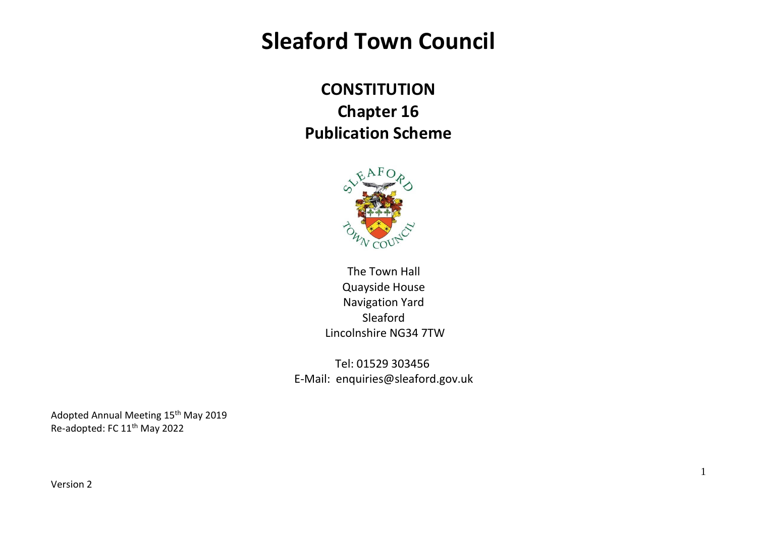# Sleaford Town Council

## CONSTITUTION

## Chapter 16

## Publication Scheme

The Town Hall
Quayside House
Navigation Yard
Sleaford
Lincolnshire NG34 7TW

Tel: 01529 303456
E-Mail: enquiries@sleaford.gov.uk

Adopted Annual Meeting 15th May 2019
Re-adopted: FC 11th May 2022

Version 2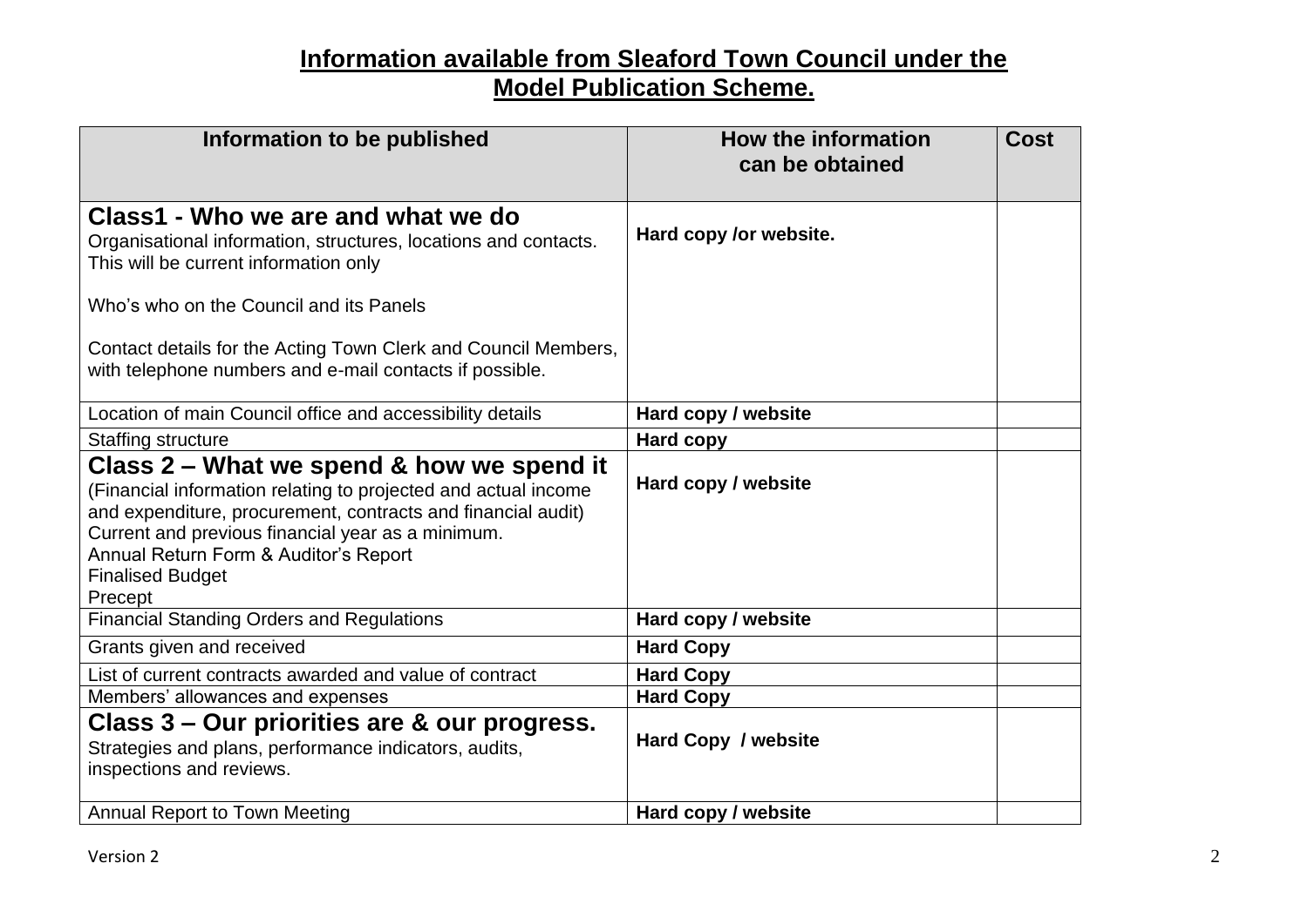# **Information available from Sleaford Town Council under the Model Publication Scheme.**

| Information to be published | How the information can be obtained | Cost |
|---|---|---|
| **Class1 - Who we are and what we do**<br>Organisational information, structures, locations and contacts. This will be current information only<br><br>Who's who on the Council and its Panels<br><br>Contact details for the Acting Town Clerk and Council Members, with telephone numbers and e-mail contacts if possible. | **Hard copy /or website.** | |
| Location of main Council office and accessibility details | **Hard copy / website** | |
| Staffing structure | **Hard copy** | |
| **Class 2 – What we spend & how we spend it**<br>(Financial information relating to projected and actual income and expenditure, procurement, contracts and financial audit)<br>Current and previous financial year as a minimum.<br>Annual Return Form & Auditor's Report<br>Finalised Budget<br>Precept | **Hard copy / website** | |
| Financial Standing Orders and Regulations | **Hard copy / website** | |
| Grants given and received | **Hard Copy** | |
| List of current contracts awarded and value of contract | **Hard Copy** | |
| Members' allowances and expenses | **Hard Copy** | |
| **Class 3 – Our priorities are & our progress.**<br>Strategies and plans, performance indicators, audits, inspections and reviews. | **Hard Copy / website** | |
| Annual Report to Town Meeting | **Hard copy / website** | |

Version 2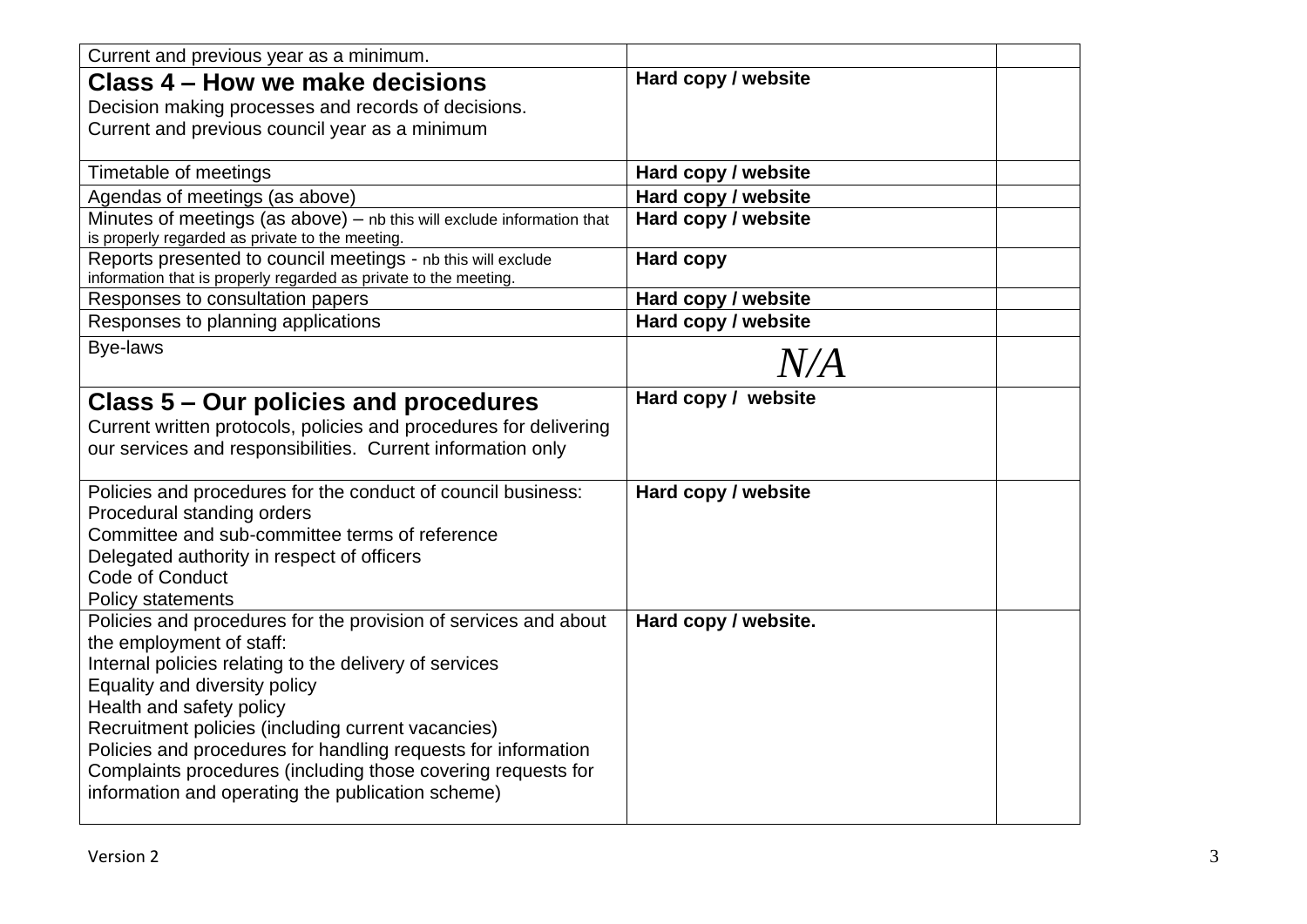| | | |
|---|---|---|
| Current and previous year as a minimum. | | |
| **Class 4 – How we make decisions**<br>Decision making processes and records of decisions.<br>Current and previous council year as a minimum | **Hard copy / website** | |
| Timetable of meetings | **Hard copy / website** | |
| Agendas of meetings (as above) | **Hard copy / website** | |
| Minutes of meetings (as above) – nb this will exclude information that is properly regarded as private to the meeting. | **Hard copy / website** | |
| Reports presented to council meetings - nb this will exclude information that is properly regarded as private to the meeting. | **Hard copy** | |
| Responses to consultation papers | **Hard copy / website** | |
| Responses to planning applications | **Hard copy / website** | |
| Bye-laws | *N/A* | |
| **Class 5 – Our policies and procedures**<br>Current written protocols, policies and procedures for delivering our services and responsibilities. Current information only | **Hard copy / website** | |
| Policies and procedures for the conduct of council business:<br>Procedural standing orders<br>Committee and sub-committee terms of reference<br>Delegated authority in respect of officers<br>Code of Conduct<br>Policy statements | **Hard copy / website** | |
| Policies and procedures for the provision of services and about the employment of staff:<br>Internal policies relating to the delivery of services<br>Equality and diversity policy<br>Health and safety policy<br>Recruitment policies (including current vacancies)<br>Policies and procedures for handling requests for information<br>Complaints procedures (including those covering requests for information and operating the publication scheme) | **Hard copy / website.** | |

Version 2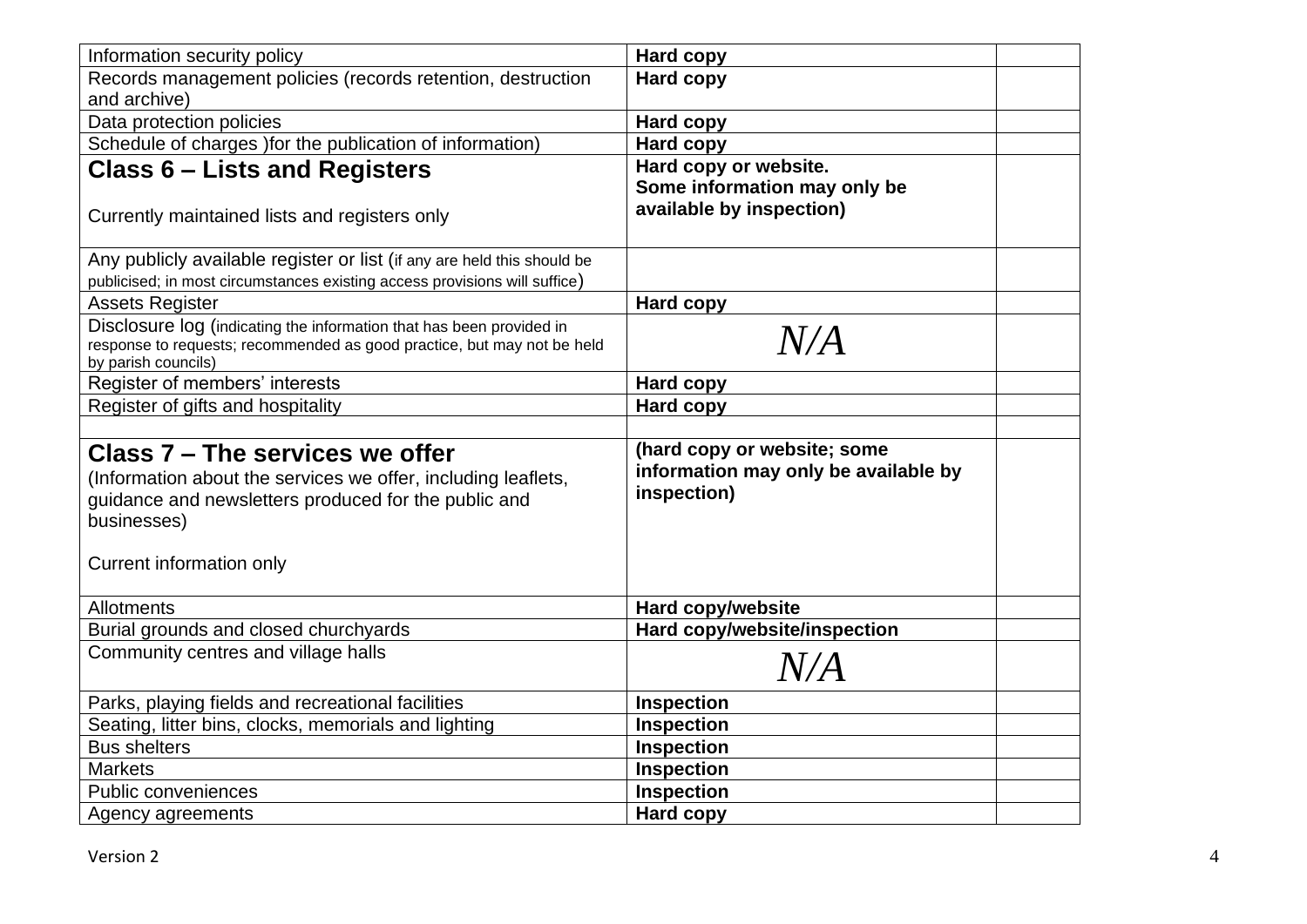| | | |
|---|---|---|
| Information security policy | **Hard copy** | |
| Records management policies (records retention, destruction and archive) | **Hard copy** | |
| Data protection policies | **Hard copy** | |
| Schedule of charges )for the publication of information) | **Hard copy** | |
| **Class 6 – Lists and Registers**<br><br>Currently maintained lists and registers only | **Hard copy or website. Some information may only be available by inspection)** | |
| Any publicly available register or list (if any are held this should be publicised; in most circumstances existing access provisions will suffice) | | |
| Assets Register | **Hard copy** | |
| Disclosure log (indicating the information that has been provided in response to requests; recommended as good practice, but may not be held by parish councils) | *N/A* | |
| Register of members' interests | **Hard copy** | |
| Register of gifts and hospitality | **Hard copy** | |
| | | |
| **Class 7 – The services we offer**<br>(Information about the services we offer, including leaflets, guidance and newsletters produced for the public and businesses)<br><br>Current information only | **(hard copy or website; some information may only be available by inspection)** | |
| Allotments | **Hard copy/website** | |
| Burial grounds and closed churchyards | **Hard copy/website/inspection** | |
| Community centres and village halls | *N/A* | |
| Parks, playing fields and recreational facilities | **Inspection** | |
| Seating, litter bins, clocks, memorials and lighting | **Inspection** | |
| Bus shelters | **Inspection** | |
| Markets | **Inspection** | |
| Public conveniences | **Inspection** | |
| Agency agreements | **Hard copy** | |

Version 2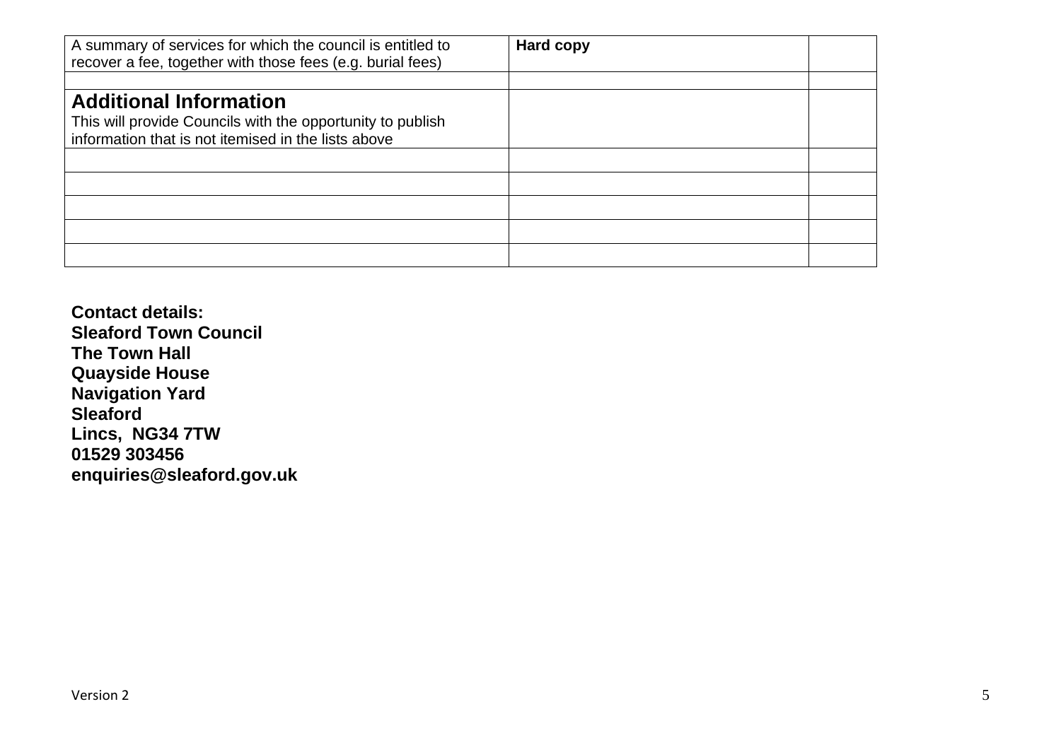| A summary of services for which the council is entitled to recover a fee, together with those fees (e.g. burial fees) | **Hard copy** | |
|---|---|---|
| | | |
| **Additional Information**<br>This will provide Councils with the opportunity to publish information that is not itemised in the lists above | | |
| | | |
| | | |
| | | |
| | | |
| | | |

**Contact details:**
**Sleaford Town Council**
**The Town Hall**
**Quayside House**
**Navigation Yard**
**Sleaford**
**Lincs, NG34 7TW**
**01529 303456**
**enquiries@sleaford.gov.uk**

Version 2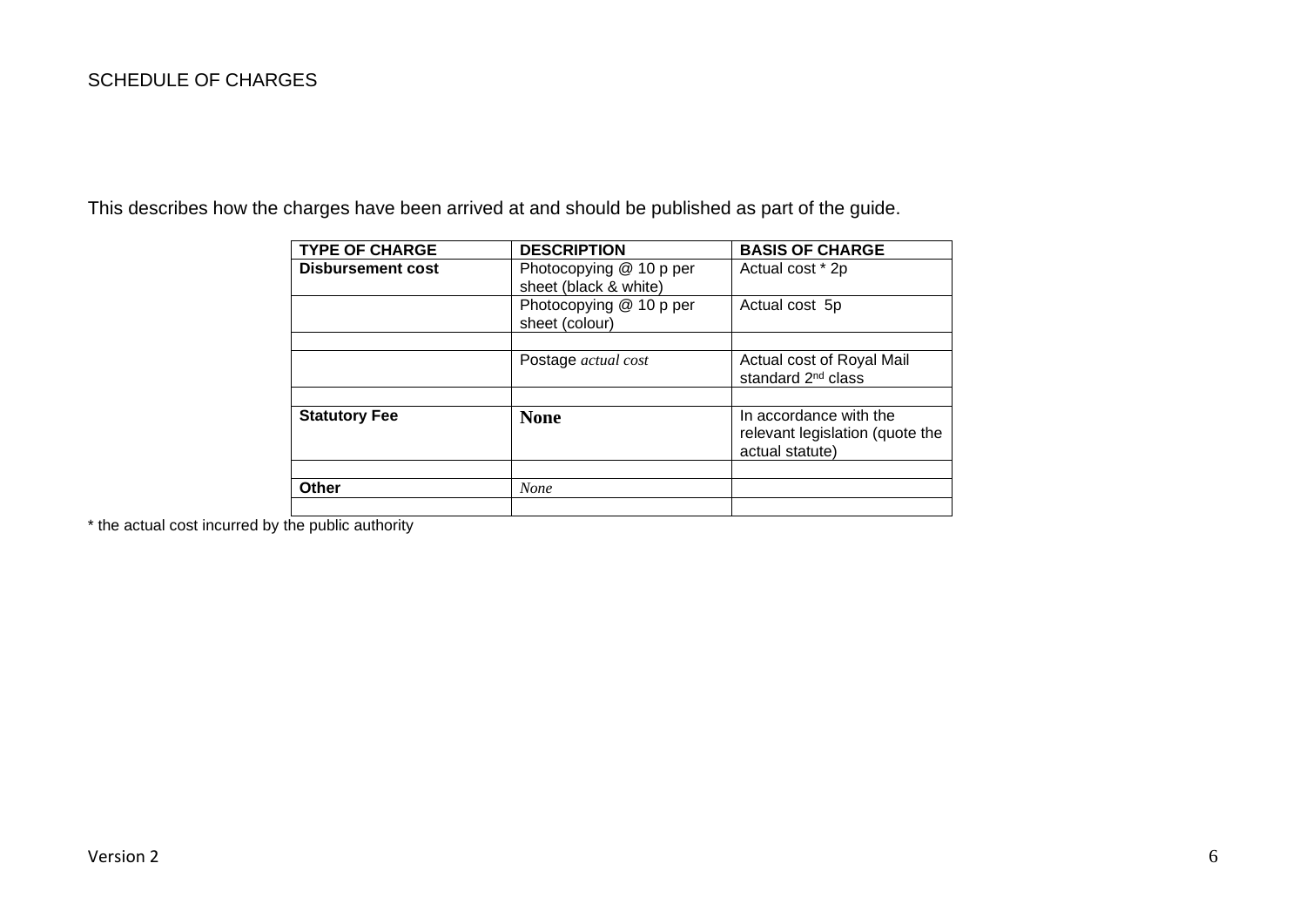SCHEDULE OF CHARGES

This describes how the charges have been arrived at and should be published as part of the guide.

| TYPE OF CHARGE | DESCRIPTION | BASIS OF CHARGE |
|---|---|---|
| **Disbursement cost** | Photocopying @ 10 p per sheet (black & white) | Actual cost * 2p |
| | Photocopying @ 10 p per sheet (colour) | Actual cost 5p |
| | | |
| | Postage *actual cost* | Actual cost of Royal Mail standard 2nd class |
| | | |
| **Statutory Fee** | **None** | In accordance with the relevant legislation (quote the actual statute) |
| | | |
| **Other** | *None* | |
| | | |

* the actual cost incurred by the public authority

Version 2